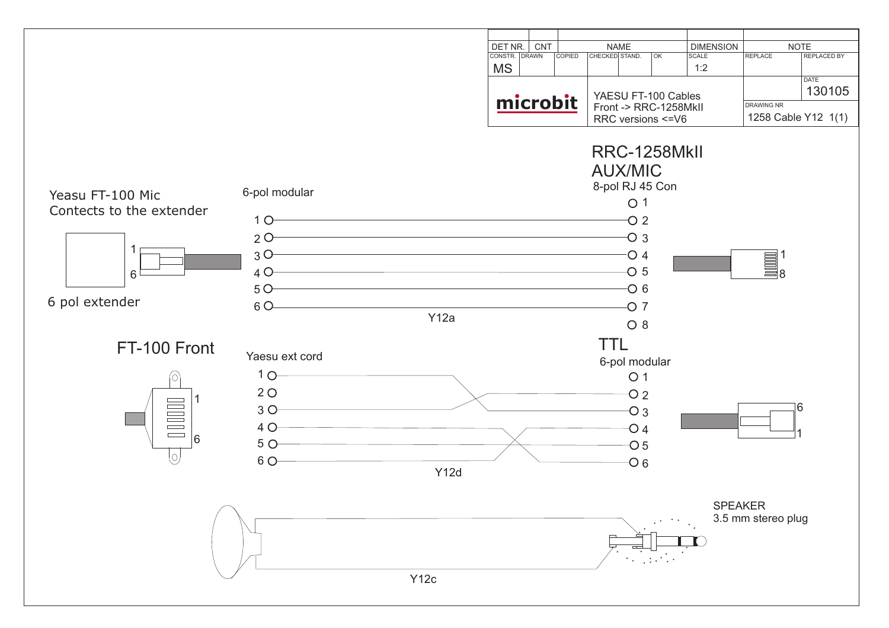| DET NR. | CNT | NAME | | | DIMENSION | NOTE | |
|---|---|---|---|---|---|---|---|
| CONSTR. | DRAWN | COPIED | CHECKED | STAND. | OK | SCALE | REPLACE | REPLACED BY |
| MS | | | | | | 1:2 | | |

**microbit**

YAESU FT-100 Cables
Front -> RRC-1258MkII
RRC versions <=V6

DATE: 130105

DRAWING NR: 1258 Cable Y12 1(1)

## RRC-1258MkII AUX/MIC

8-pol RJ 45 Con

Yeasu FT-100 Mic
Contects to the extender

6 pol extender

6-pol modular

| 6-pol modular | 8-pol RJ 45 Con |
|---|---|
| | 1 |
| 1 | 2 |
| 2 | 3 |
| 3 | 4 |
| 4 | 5 |
| 5 | 6 |
| 6 | 7 |
| | 8 |

Y12a

## FT-100 Front

Yaesu ext cord

## TTL

6-pol modular

| Yaesu ext cord | TTL 6-pol modular |
|---|---|
| 1 | 3 |
| 3 | 2 |
| 4 | 6 |
| 6 | 4 |

Y12d

SPEAKER
3.5 mm stereo plug

Y12c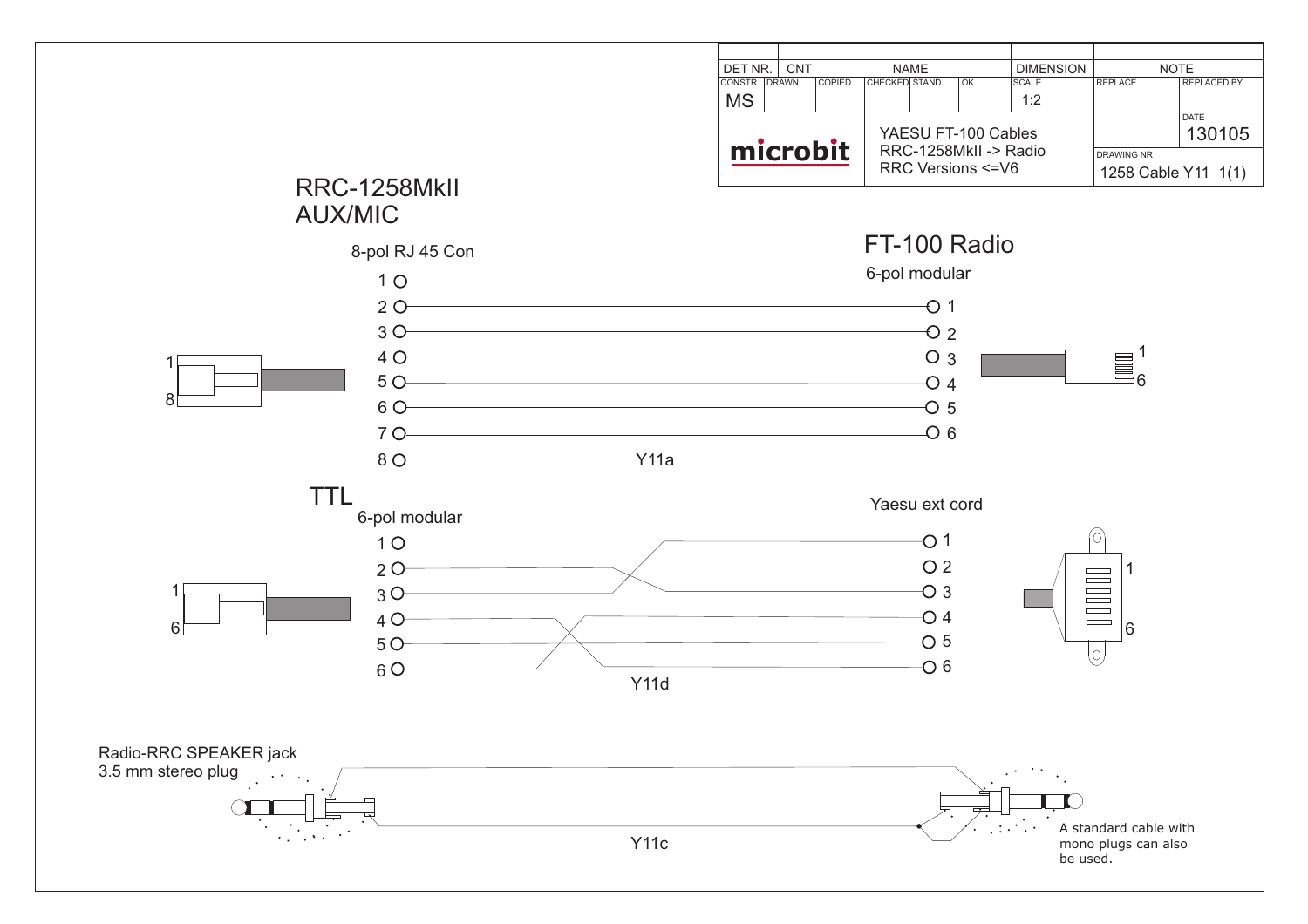| DET NR. | CNT | NAME | | | DIMENSION | NOTE | |
|---|---|---|---|---|---|---|---|
| CONSTR. MS | DRAWN | COPIED | CHECKED STAND. | OK | SCALE 1:2 | REPLACE | REPLACED BY |
| microbit | | YAESU FT-100 Cables RRC-1258MkII -> Radio RRC Versions <=V6 | | | | DRAWING NR 1258 Cable Y11 1(1) | DATE 130105 |

RRC-1258MkII
AUX/MIC

8-pol RJ 45 Con

FT-100 Radio

6-pol modular

1
8

1
6

Y11a

TTL

6-pol modular

Yaesu ext cord

1
6

1
6

Y11d

Radio-RRC SPEAKER jack
3.5 mm stereo plug

Y11c

A standard cable with mono plugs can also be used.